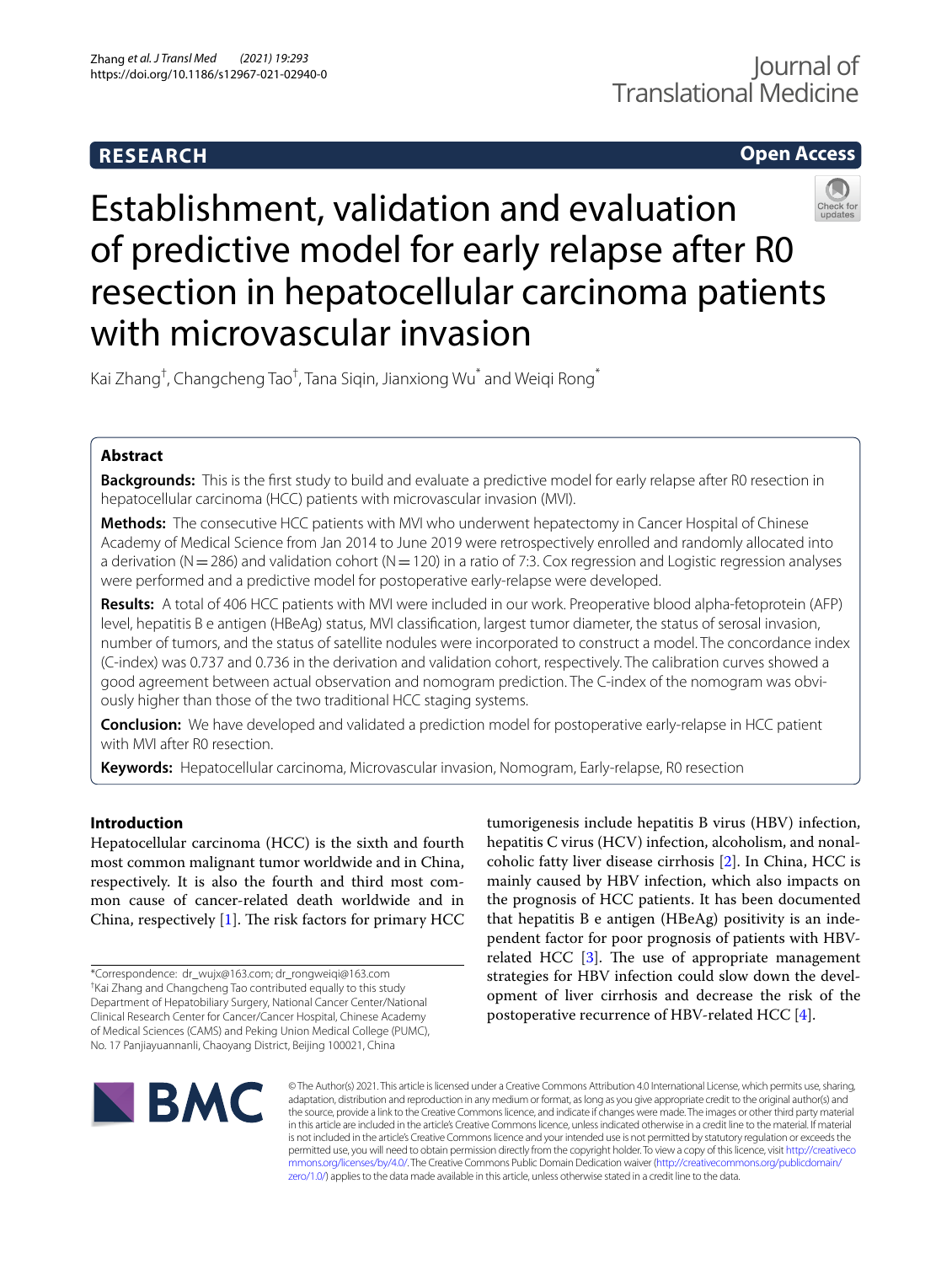RESEARCH

Open Access

# Establishment, validation and evaluation of predictive model for early relapse after R0 resection in hepatocellular carcinoma patients with microvascular invasion

Kai Zhang[†], Changcheng Tao[†], Tana Siqin, Jianxiong Wu[*] and Weiqi Rong[*]

## Abstract

**Backgrounds:** This is the first study to build and evaluate a predictive model for early relapse after R0 resection in hepatocellular carcinoma (HCC) patients with microvascular invasion (MVI).

**Methods:** The consecutive HCC patients with MVI who underwent hepatectomy in Cancer Hospital of Chinese Academy of Medical Science from Jan 2014 to June 2019 were retrospectively enrolled and randomly allocated into a derivation (N = 286) and validation cohort (N = 120) in a ratio of 7:3. Cox regression and Logistic regression analyses were performed and a predictive model for postoperative early-relapse were developed.

**Results:** A total of 406 HCC patients with MVI were included in our work. Preoperative blood alpha-fetoprotein (AFP) level, hepatitis B e antigen (HBeAg) status, MVI classification, largest tumor diameter, the status of serosal invasion, number of tumors, and the status of satellite nodules were incorporated to construct a model. The concordance index (C-index) was 0.737 and 0.736 in the derivation and validation cohort, respectively. The calibration curves showed a good agreement between actual observation and nomogram prediction. The C-index of the nomogram was obviously higher than those of the two traditional HCC staging systems.

**Conclusion:** We have developed and validated a prediction model for postoperative early-relapse in HCC patient with MVI after R0 resection.

**Keywords:** Hepatocellular carcinoma, Microvascular invasion, Nomogram, Early-relapse, R0 resection

## Introduction

Hepatocellular carcinoma (HCC) is the sixth and fourth most common malignant tumor worldwide and in China, respectively. It is also the fourth and third most common cause of cancer-related death worldwide and in China, respectively [1]. The risk factors for primary HCC tumorigenesis include hepatitis B virus (HBV) infection, hepatitis C virus (HCV) infection, alcoholism, and nonalcoholic fatty liver disease cirrhosis [2]. In China, HCC is mainly caused by HBV infection, which also impacts on the prognosis of HCC patients. It has been documented that hepatitis B e antigen (HBeAg) positivity is an independent factor for poor prognosis of patients with HBV-related HCC [3]. The use of appropriate management strategies for HBV infection could slow down the development of liver cirrhosis and decrease the risk of the postoperative recurrence of HBV-related HCC [4].

*Correspondence: dr_wujx@163.com; dr_rongweiqi@163.com
[†]Kai Zhang and Changcheng Tao contributed equally to this study
Department of Hepatobiliary Surgery, National Cancer Center/National Clinical Research Center for Cancer/Cancer Hospital, Chinese Academy of Medical Sciences (CAMS) and Peking Union Medical College (PUMC), No. 17 Panjiayuannanli, Chaoyang District, Beijing 100021, China

© The Author(s) 2021. This article is licensed under a Creative Commons Attribution 4.0 International License, which permits use, sharing, adaptation, distribution and reproduction in any medium or format, as long as you give appropriate credit to the original author(s) and the source, provide a link to the Creative Commons licence, and indicate if changes were made. The images or other third party material in this article are included in the article's Creative Commons licence, unless indicated otherwise in a credit line to the material. If material is not included in the article's Creative Commons licence and your intended use is not permitted by statutory regulation or exceeds the permitted use, you will need to obtain permission directly from the copyright holder. To view a copy of this licence, visit http://creativecommons.org/licenses/by/4.0/. The Creative Commons Public Domain Dedication waiver (http://creativecommons.org/publicdomain/zero/1.0/) applies to the data made available in this article, unless otherwise stated in a credit line to the data.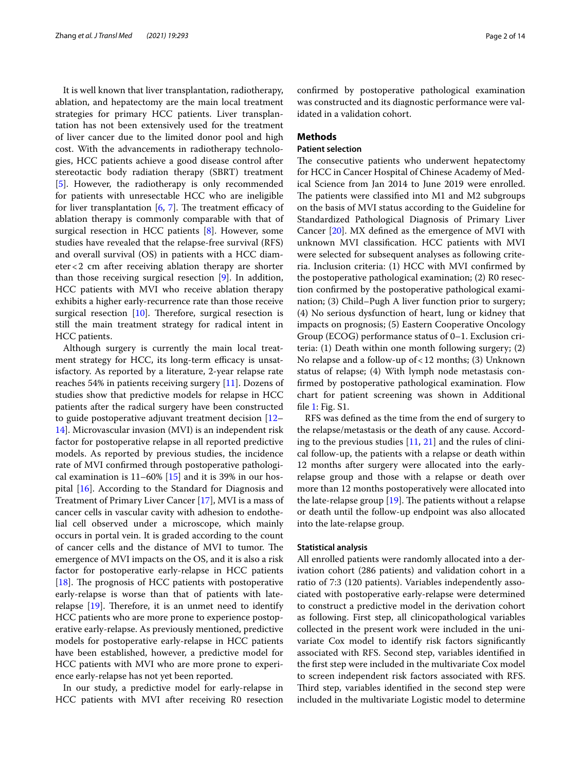It is well known that liver transplantation, radiotherapy, ablation, and hepatectomy are the main local treatment strategies for primary HCC patients. Liver transplantation has not been extensively used for the treatment of liver cancer due to the limited donor pool and high cost. With the advancements in radiotherapy technologies, HCC patients achieve a good disease control after stereotactic body radiation therapy (SBRT) treatment [5]. However, the radiotherapy is only recommended for patients with unresectable HCC who are ineligible for liver transplantation [6, 7]. The treatment efficacy of ablation therapy is commonly comparable with that of surgical resection in HCC patients [8]. However, some studies have revealed that the relapse-free survival (RFS) and overall survival (OS) in patients with a HCC diameter < 2 cm after receiving ablation therapy are shorter than those receiving surgical resection [9]. In addition, HCC patients with MVI who receive ablation therapy exhibits a higher early-recurrence rate than those receive surgical resection [10]. Therefore, surgical resection is still the main treatment strategy for radical intent in HCC patients.

Although surgery is currently the main local treatment strategy for HCC, its long-term efficacy is unsatisfactory. As reported by a literature, 2-year relapse rate reaches 54% in patients receiving surgery [11]. Dozens of studies show that predictive models for relapse in HCC patients after the radical surgery have been constructed to guide postoperative adjuvant treatment decision [12–14]. Microvascular invasion (MVI) is an independent risk factor for postoperative relapse in all reported predictive models. As reported by previous studies, the incidence rate of MVI confirmed through postoperative pathological examination is 11–60% [15] and it is 39% in our hospital [16]. According to the Standard for Diagnosis and Treatment of Primary Liver Cancer [17], MVI is a mass of cancer cells in vascular cavity with adhesion to endothelial cell observed under a microscope, which mainly occurs in portal vein. It is graded according to the count of cancer cells and the distance of MVI to tumor. The emergence of MVI impacts on the OS, and it is also a risk factor for postoperative early-relapse in HCC patients [18]. The prognosis of HCC patients with postoperative early-relapse is worse than that of patients with late-relapse [19]. Therefore, it is an unmet need to identify HCC patients who are more prone to experience postoperative early-relapse. As previously mentioned, predictive models for postoperative early-relapse in HCC patients have been established, however, a predictive model for HCC patients with MVI who are more prone to experience early-relapse has not yet been reported.

In our study, a predictive model for early-relapse in HCC patients with MVI after receiving R0 resection confirmed by postoperative pathological examination was constructed and its diagnostic performance were validated in a validation cohort.

## Methods

### Patient selection

The consecutive patients who underwent hepatectomy for HCC in Cancer Hospital of Chinese Academy of Medical Science from Jan 2014 to June 2019 were enrolled. The patients were classified into M1 and M2 subgroups on the basis of MVI status according to the Guideline for Standardized Pathological Diagnosis of Primary Liver Cancer [20]. MX defined as the emergence of MVI with unknown MVI classification. HCC patients with MVI were selected for subsequent analyses as following criteria. Inclusion criteria: (1) HCC with MVI confirmed by the postoperative pathological examination; (2) R0 resection confirmed by the postoperative pathological examination; (3) Child–Pugh A liver function prior to surgery; (4) No serious dysfunction of heart, lung or kidney that impacts on prognosis; (5) Eastern Cooperative Oncology Group (ECOG) performance status of 0–1. Exclusion criteria: (1) Death within one month following surgery; (2) No relapse and a follow-up of < 12 months; (3) Unknown status of relapse; (4) With lymph node metastasis confirmed by postoperative pathological examination. Flow chart for patient screening was shown in Additional file 1: Fig. S1.

RFS was defined as the time from the end of surgery to the relapse/metastasis or the death of any cause. According to the previous studies [11, 21] and the rules of clinical follow-up, the patients with a relapse or death within 12 months after surgery were allocated into the early-relapse group and those with a relapse or death over more than 12 months postoperatively were allocated into the late-relapse group [19]. The patients without a relapse or death until the follow-up endpoint was also allocated into the late-relapse group.

### Statistical analysis

All enrolled patients were randomly allocated into a derivation cohort (286 patients) and validation cohort in a ratio of 7:3 (120 patients). Variables independently associated with postoperative early-relapse were determined to construct a predictive model in the derivation cohort as following. First step, all clinicopathological variables collected in the present work were included in the univariate Cox model to identify risk factors significantly associated with RFS. Second step, variables identified in the first step were included in the multivariate Cox model to screen independent risk factors associated with RFS. Third step, variables identified in the second step were included in the multivariate Logistic model to determine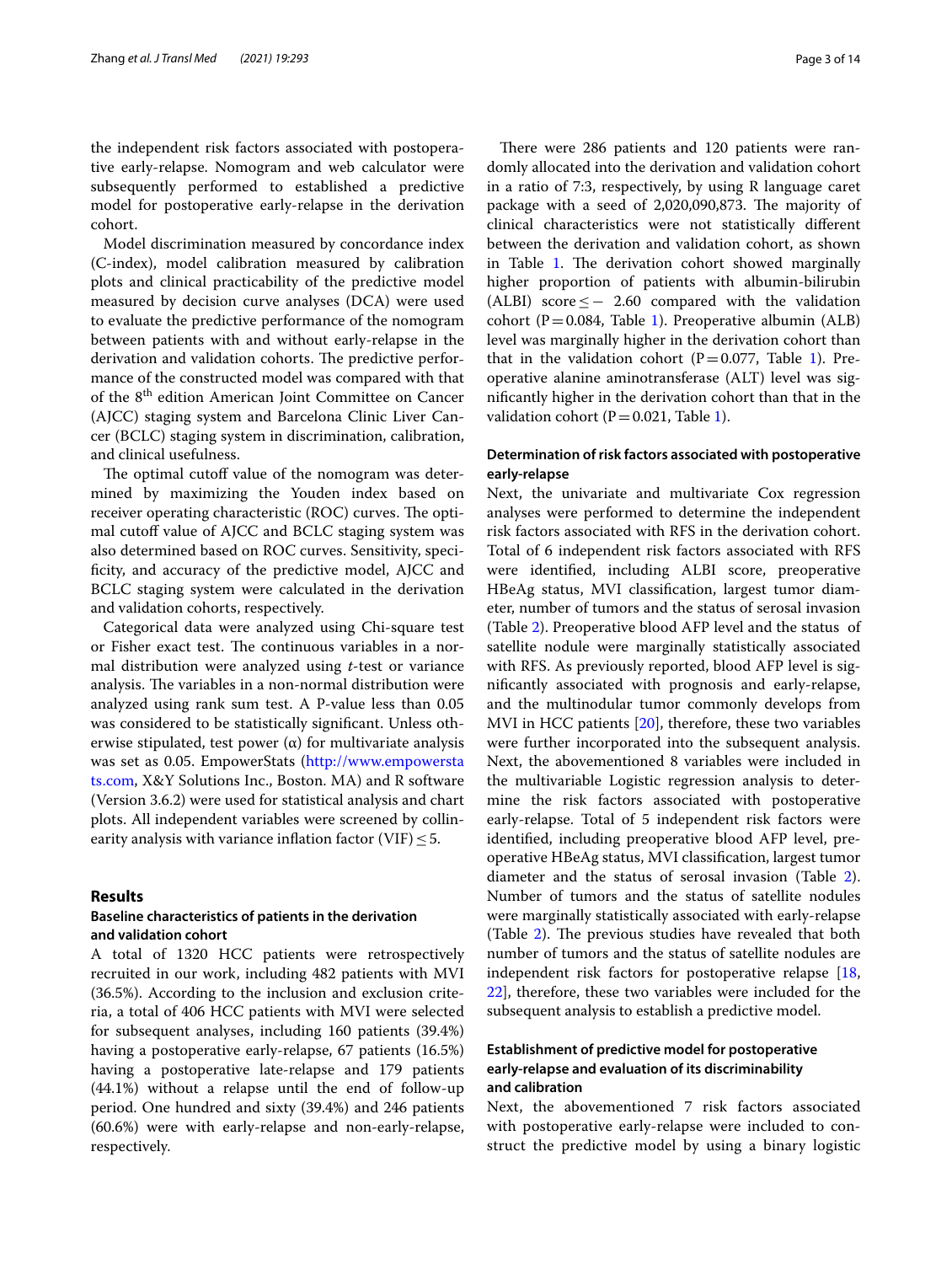the independent risk factors associated with postoperative early-relapse. Nomogram and web calculator were subsequently performed to established a predictive model for postoperative early-relapse in the derivation cohort.

Model discrimination measured by concordance index (C-index), model calibration measured by calibration plots and clinical practicability of the predictive model measured by decision curve analyses (DCA) were used to evaluate the predictive performance of the nomogram between patients with and without early-relapse in the derivation and validation cohorts. The predictive performance of the constructed model was compared with that of the 8th edition American Joint Committee on Cancer (AJCC) staging system and Barcelona Clinic Liver Cancer (BCLC) staging system in discrimination, calibration, and clinical usefulness.

The optimal cutoff value of the nomogram was determined by maximizing the Youden index based on receiver operating characteristic (ROC) curves. The optimal cutoff value of AJCC and BCLC staging system was also determined based on ROC curves. Sensitivity, specificity, and accuracy of the predictive model, AJCC and BCLC staging system were calculated in the derivation and validation cohorts, respectively.

Categorical data were analyzed using Chi-square test or Fisher exact test. The continuous variables in a normal distribution were analyzed using *t*-test or variance analysis. The variables in a non-normal distribution were analyzed using rank sum test. A P-value less than 0.05 was considered to be statistically significant. Unless otherwise stipulated, test power (α) for multivariate analysis was set as 0.05. EmpowerStats (http://www.empowerstats.com, X&Y Solutions Inc., Boston. MA) and R software (Version 3.6.2) were used for statistical analysis and chart plots. All independent variables were screened by collinearity analysis with variance inflation factor (VIF) $\leq 5$.

## Results

### Baseline characteristics of patients in the derivation and validation cohort

A total of 1320 HCC patients were retrospectively recruited in our work, including 482 patients with MVI (36.5%). According to the inclusion and exclusion criteria, a total of 406 HCC patients with MVI were selected for subsequent analyses, including 160 patients (39.4%) having a postoperative early-relapse, 67 patients (16.5%) having a postoperative late-relapse and 179 patients (44.1%) without a relapse until the end of follow-up period. One hundred and sixty (39.4%) and 246 patients (60.6%) were with early-relapse and non-early-relapse, respectively.

There were 286 patients and 120 patients were randomly allocated into the derivation and validation cohort in a ratio of 7:3, respectively, by using R language caret package with a seed of 2,020,090,873. The majority of clinical characteristics were not statistically different between the derivation and validation cohort, as shown in Table 1. The derivation cohort showed marginally higher proportion of patients with albumin-bilirubin (ALBI) score $\leq -2.60$ compared with the validation cohort (P = 0.084, Table 1). Preoperative albumin (ALB) level was marginally higher in the derivation cohort than that in the validation cohort (P = 0.077, Table 1). Preoperative alanine aminotransferase (ALT) level was significantly higher in the derivation cohort than that in the validation cohort (P = 0.021, Table 1).

### Determination of risk factors associated with postoperative early-relapse

Next, the univariate and multivariate Cox regression analyses were performed to determine the independent risk factors associated with RFS in the derivation cohort. Total of 6 independent risk factors associated with RFS were identified, including ALBI score, preoperative HBeAg status, MVI classification, largest tumor diameter, number of tumors and the status of serosal invasion (Table 2). Preoperative blood AFP level and the status of satellite nodule were marginally statistically associated with RFS. As previously reported, blood AFP level is significantly associated with prognosis and early-relapse, and the multinodular tumor commonly develops from MVI in HCC patients [20], therefore, these two variables were further incorporated into the subsequent analysis. Next, the abovementioned 8 variables were included in the multivariable Logistic regression analysis to determine the risk factors associated with postoperative early-relapse. Total of 5 independent risk factors were identified, including preoperative blood AFP level, preoperative HBeAg status, MVI classification, largest tumor diameter and the status of serosal invasion (Table 2). Number of tumors and the status of satellite nodules were marginally statistically associated with early-relapse (Table 2). The previous studies have revealed that both number of tumors and the status of satellite nodules are independent risk factors for postoperative relapse [18, 22], therefore, these two variables were included for the subsequent analysis to establish a predictive model.

### Establishment of predictive model for postoperative early-relapse and evaluation of its discriminability and calibration

Next, the abovementioned 7 risk factors associated with postoperative early-relapse were included to construct the predictive model by using a binary logistic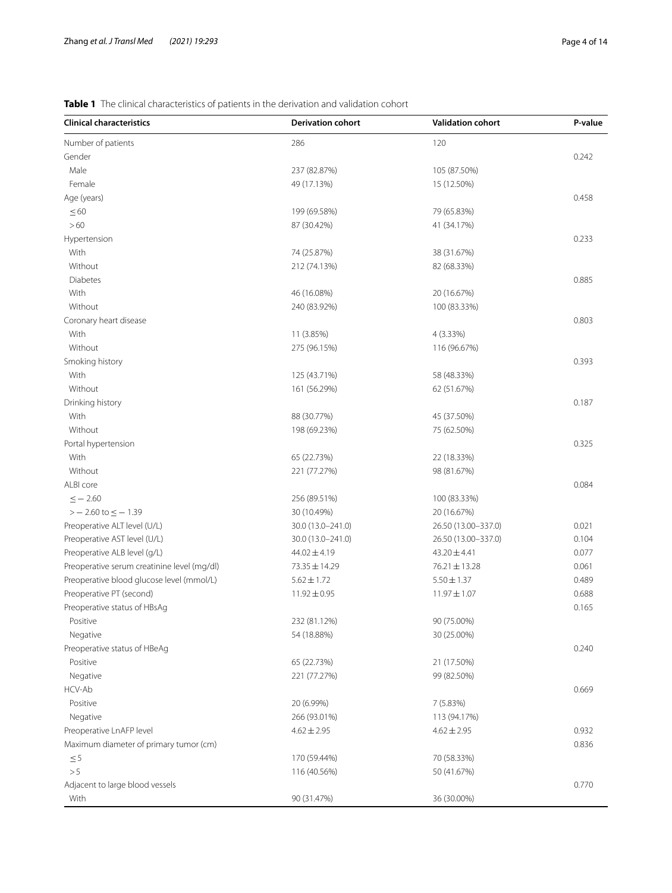**Table 1** The clinical characteristics of patients in the derivation and validation cohort

| Clinical characteristics | Derivation cohort | Validation cohort | P-value |
|---|---|---|---|
| Number of patients | 286 | 120 | |
| Gender | | | 0.242 |
| Male | 237 (82.87%) | 105 (87.50%) | |
| Female | 49 (17.13%) | 15 (12.50%) | |
| Age (years) | | | 0.458 |
| ≤ 60 | 199 (69.58%) | 79 (65.83%) | |
| > 60 | 87 (30.42%) | 41 (34.17%) | |
| Hypertension | | | 0.233 |
| With | 74 (25.87%) | 38 (31.67%) | |
| Without | 212 (74.13%) | 82 (68.33%) | |
| Diabetes | | | 0.885 |
| With | 46 (16.08%) | 20 (16.67%) | |
| Without | 240 (83.92%) | 100 (83.33%) | |
| Coronary heart disease | | | 0.803 |
| With | 11 (3.85%) | 4 (3.33%) | |
| Without | 275 (96.15%) | 116 (96.67%) | |
| Smoking history | | | 0.393 |
| With | 125 (43.71%) | 58 (48.33%) | |
| Without | 161 (56.29%) | 62 (51.67%) | |
| Drinking history | | | 0.187 |
| With | 88 (30.77%) | 45 (37.50%) | |
| Without | 198 (69.23%) | 75 (62.50%) | |
| Portal hypertension | | | 0.325 |
| With | 65 (22.73%) | 22 (18.33%) | |
| Without | 221 (77.27%) | 98 (81.67%) | |
| ALBI core | | | 0.084 |
| ≤ − 2.60 | 256 (89.51%) | 100 (83.33%) | |
| > − 2.60 to ≤ − 1.39 | 30 (10.49%) | 20 (16.67%) | |
| Preoperative ALT level (U/L) | 30.0 (13.0–241.0) | 26.50 (13.00–337.0) | 0.021 |
| Preoperative AST level (U/L) | 30.0 (13.0–241.0) | 26.50 (13.00–337.0) | 0.104 |
| Preoperative ALB level (g/L) | 44.02 ± 4.19 | 43.20 ± 4.41 | 0.077 |
| Preoperative serum creatinine level (mg/dl) | 73.35 ± 14.29 | 76.21 ± 13.28 | 0.061 |
| Preoperative blood glucose level (mmol/L) | 5.62 ± 1.72 | 5.50 ± 1.37 | 0.489 |
| Preoperative PT (second) | 11.92 ± 0.95 | 11.97 ± 1.07 | 0.688 |
| Preoperative status of HBsAg | | | 0.165 |
| Positive | 232 (81.12%) | 90 (75.00%) | |
| Negative | 54 (18.88%) | 30 (25.00%) | |
| Preoperative status of HBeAg | | | 0.240 |
| Positive | 65 (22.73%) | 21 (17.50%) | |
| Negative | 221 (77.27%) | 99 (82.50%) | |
| HCV-Ab | | | 0.669 |
| Positive | 20 (6.99%) | 7 (5.83%) | |
| Negative | 266 (93.01%) | 113 (94.17%) | |
| Preoperative LnAFP level | 4.62 ± 2.95 | 4.62 ± 2.95 | 0.932 |
| Maximum diameter of primary tumor (cm) | | | 0.836 |
| ≤ 5 | 170 (59.44%) | 70 (58.33%) | |
| > 5 | 116 (40.56%) | 50 (41.67%) | |
| Adjacent to large blood vessels | | | 0.770 |
| With | 90 (31.47%) | 36 (30.00%) | |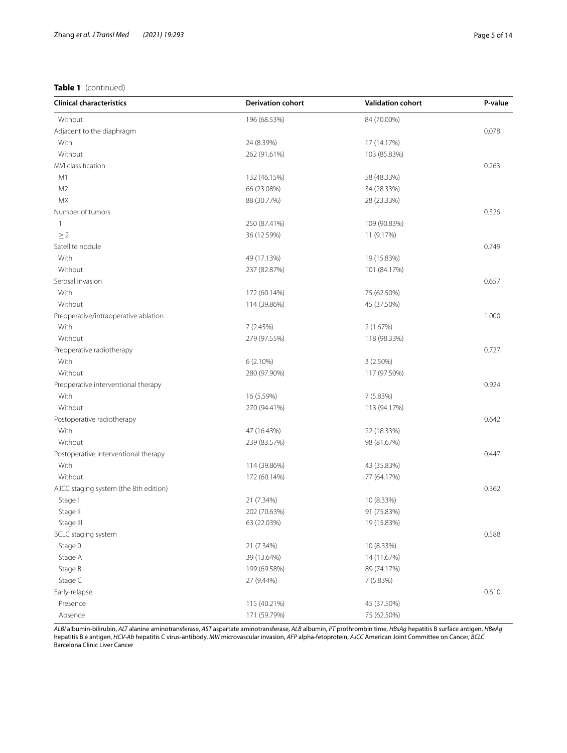**Table 1** (continued)

| Clinical characteristics | Derivation cohort | Validation cohort | P-value |
|---|---|---|---|
| Without | 196 (68.53%) | 84 (70.00%) | |
| Adjacent to the diaphragm | | | 0.078 |
| With | 24 (8.39%) | 17 (14.17%) | |
| Without | 262 (91.61%) | 103 (85.83%) | |
| MVI classification | | | 0.263 |
| M1 | 132 (46.15%) | 58 (48.33%) | |
| M2 | 66 (23.08%) | 34 (28.33%) | |
| MX | 88 (30.77%) | 28 (23.33%) | |
| Number of tumors | | | 0.326 |
| 1 | 250 (87.41%) | 109 (90.83%) | |
| ≥ 2 | 36 (12.59%) | 11 (9.17%) | |
| Satellite nodule | | | 0.749 |
| With | 49 (17.13%) | 19 (15.83%) | |
| Without | 237 (82.87%) | 101 (84.17%) | |
| Serosal invasion | | | 0.657 |
| With | 172 (60.14%) | 75 (62.50%) | |
| Without | 114 (39.86%) | 45 (37.50%) | |
| Preoperative/intraoperative ablation | | | 1.000 |
| With | 7 (2.45%) | 2 (1.67%) | |
| Without | 279 (97.55%) | 118 (98.33%) | |
| Preoperative radiotherapy | | | 0.727 |
| With | 6 (2.10%) | 3 (2.50%) | |
| Without | 280 (97.90%) | 117 (97.50%) | |
| Preoperative interventional therapy | | | 0.924 |
| With | 16 (5.59%) | 7 (5.83%) | |
| Without | 270 (94.41%) | 113 (94.17%) | |
| Postoperative radiotherapy | | | 0.642 |
| With | 47 (16.43%) | 22 (18.33%) | |
| Without | 239 (83.57%) | 98 (81.67%) | |
| Postoperative interventional therapy | | | 0.447 |
| With | 114 (39.86%) | 43 (35.83%) | |
| Without | 172 (60.14%) | 77 (64.17%) | |
| AJCC staging system (the 8th edition) | | | 0.362 |
| Stage I | 21 (7.34%) | 10 (8.33%) | |
| Stage II | 202 (70.63%) | 91 (75.83%) | |
| Stage III | 63 (22.03%) | 19 (15.83%) | |
| BCLC staging system | | | 0.588 |
| Stage 0 | 21 (7.34%) | 10 (8.33%) | |
| Stage A | 39 (13.64%) | 14 (11.67%) | |
| Stage B | 199 (69.58%) | 89 (74.17%) | |
| Stage C | 27 (9.44%) | 7 (5.83%) | |
| Early-relapse | | | 0.610 |
| Presence | 115 (40.21%) | 45 (37.50%) | |
| Absence | 171 (59.79%) | 75 (62.50%) | |

*ALBI* albumin-bilirubin, *ALT* alanine aminotransferase, *AST* aspartate aminotransferase, *ALB* albumin, *PT* prothrombin time, *HBsAg* hepatitis B surface antigen, *HBeAg* hepatitis B e antigen, *HCV-Ab* hepatitis C virus-antibody, *MVI* microvascular invasion, *AFP* alpha-fetoprotein, *AJCC* American Joint Committee on Cancer, *BCLC* Barcelona Clinic Liver Cancer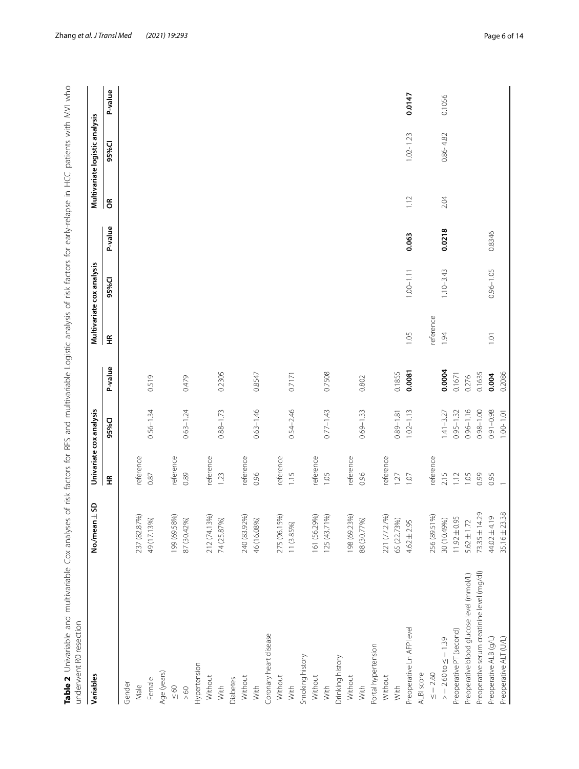**Table 2** Univariable and multivariable Cox analyses of risk factors for RFS and multivariable Logistic analysis of risk factors for early-relapse in HCC patients with MVI who underwent R0 resection

| Variables | No./mean ± SD | Univariate cox analysis | | | Multivariate cox analysis | | | Multivariate logistic analysis | | |
|---|---|---|---|---|---|---|---|---|---|---|
| | | HR | 95%CI | P-value | HR | 95%CI | P-value | OR | 95%CI | P-value |
| Gender | | | | | | | | | | |
| Male | 237 (82.87%) | reference | | | | | | | | |
| Female | 49 (17.13%) | 0.87 | 0.56–1.34 | 0.519 | | | | | | |
| Age (years) | | | | | | | | | | |
| ≤ 60 | 199 (69.58%) | reference | | | | | | | | |
| > 60 | 87 (30.42%) | 0.89 | 0.63–1.24 | 0.479 | | | | | | |
| Hypertension | | | | | | | | | | |
| Without | 212 (74.13%) | reference | | | | | | | | |
| With | 74 (25.87%) | 1.23 | 0.88–1.73 | 0.2305 | | | | | | |
| Diabetes | | | | | | | | | | |
| Without | 240 (83.92%) | reference | | | | | | | | |
| With | 46 (16.08%) | 0.96 | 0.63–1.46 | 0.8547 | | | | | | |
| Coronary heart disease | | | | | | | | | | |
| Without | 275 (96.15%) | reference | | | | | | | | |
| With | 11 (3.85%) | 1.15 | 0.54–2.46 | 0.7171 | | | | | | |
| Smoking history | | | | | | | | | | |
| Without | 161 (56.29%) | reference | | | | | | | | |
| With | 125 (43.71%) | 1.05 | 0.77–1.43 | 0.7508 | | | | | | |
| Drinking history | | | | | | | | | | |
| Without | 198 (69.23%) | reference | | | | | | | | |
| With | 88 (30.77%) | 0.96 | 0.69–1.33 | 0.802 | | | | | | |
| Portal hypertension | | | | | | | | | | |
| Without | 221 (77.27%) | reference | | | | | | | | |
| With | 65 (22.73%) | 1.27 | 0.89–1.81 | 0.1855 | | | | | | |
| Preoperative Ln AFP level | 4.62 ± 2.95 | 1.07 | 1.02–1.13 | **0.0081** | 1.05 | 1.00–1.11 | **0.063** | 1.12 | 1.02–1.23 | **0.0147** |
| ALBI score | | | | | | | | | | |
| ≤ − 2.60 | 256 (89.51%) | reference | | | reference | | | | | |
| > − 2.60 to ≤ − 1.39 | 30 (10.49%) | 2.15 | 1.41–3.27 | **0.0004** | 1.94 | 1.10–3.43 | **0.0218** | 2.04 | 0.86–4.82 | 0.1056 |
| Preoperative PT (second) | 11.92 ± 0.95 | 1.12 | 0.95–1.32 | 0.1671 | | | | | | |
| Preoperative blood glucose level (mmol/L) | 5.62 ± 1.72 | 1.05 | 0.96–1.16 | 0.276 | | | | | | |
| Preoperative serum creatinine level (mg/dl) | 73.35 ± 14.29 | 0.99 | 0.98–1.00 | 0.1635 | | | | | | |
| Preoperative ALB (g/L) | 44.02 ± 4.19 | 0.95 | 0.91–0.98 | **0.004** | 1.01 | 0.96–1.05 | 0.8346 | | | |
| Preoperative ALT (U/L) | 35.16 ± 23.38 | 1 | 1.00–1.01 | 0.2086 | | | | | | |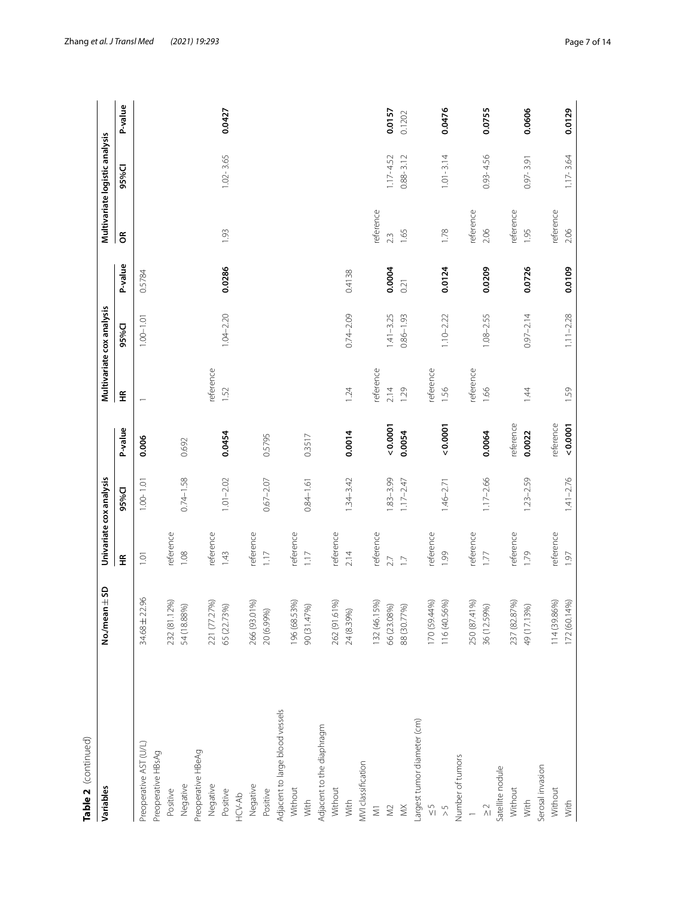**Table 2** (continued)

| Variables | No./mean ± SD | Univariate cox analysis | | | Multivariate cox analysis | | | Multivariate logistic analysis | | |
|---|---|---|---|---|---|---|---|---|---|---|
| | | HR | 95%CI | P-value | HR | 95%CI | P-value | OR | 95%CI | P-value |
| Preoperative AST (U/L) | 34.68 ± 22.96 | 1.01 | 1.00–1.01 | **0.006** | 1 | 1.00–1.01 | 0.5784 | | | |
| Preoperative HBsAg | | | | | | | | | | |
| Positive | 232 (81.12%) | reference | | | | | | | | |
| Negative | 54 (18.88%) | 1.08 | 0.74–1.58 | 0.692 | | | | | | |
| Preoperative HBeAg | | | | | | | | | | |
| Negative | 221 (77.27%) | reference | | | reference | | | | | |
| Positive | 65 (22.73%) | 1.43 | 1.01–2.02 | **0.0454** | 1.52 | 1.04–2.20 | **0.0286** | 1.93 | 1.02- 3.65 | **0.0427** |
| HCV-Ab | | | | | | | | | | |
| Negative | 266 (93.01%) | reference | | | | | | | | |
| Positive | 20 (6.99%) | 1.17 | 0.67–2.07 | 0.5795 | | | | | | |
| Adjacent to large blood vessels | | | | | | | | | | |
| Without | 196 (68.53%) | reference | | | | | | | | |
| With | 90 (31.47%) | 1.17 | 0.84–1.61 | 0.3517 | | | | | | |
| Adjacent to the diaphragm | | | | | | | | | | |
| Without | 262 (91.61%) | reference | | | | | | | | |
| With | 24 (8.39%) | 2.14 | 1.34–3.42 | **0.0014** | 1.24 | 0.74–2.09 | 0.4138 | | | |
| MVI classification | | | | | | | | | | |
| M1 | 132 (46.15%) | reference | | | reference | | | reference | | |
| M2 | 66 (23.08%) | 2.7 | 1.83–3.99 | **< 0.0001** | 2.14 | 1.41–3.25 | **0.0004** | 2.3 | 1.17- 4.52 | **0.0157** |
| MX | 88 (30.77%) | 1.7 | 1.17–2.47 | **0.0054** | 1.29 | 0.86–1.93 | 0.21 | 1.65 | 0.88- 3.12 | 0.1202 |
| Largest tumor diameter (cm) | | | | | | | | | | |
| ≤ 5 | 170 (59.44%) | reference | | | reference | | | | | |
| > 5 | 116 (40.56%) | 1.99 | 1.46–2.71 | **< 0.0001** | 1.56 | 1.10–2.22 | **0.0124** | 1.78 | 1.01 - 3.14 | **0.0476** |
| Number of tumors | | | | | | | | | | |
| 1 | 250 (87.41%) | reference | | | reference | | | reference | | |
| ≥ 2 | 36 (12.59%) | 1.77 | 1.17–2.66 | **0.0064** | 1.66 | 1.08–2.55 | **0.0209** | 2.06 | 0.93- 4.56 | **0.0755** |
| Satellite nodule | | | | | | | | | | |
| Without | 237 (82.87%) | reference | | reference | | | | reference | | |
| With | 49 (17.13%) | 1.79 | 1.23–2.59 | **0.0022** | 1.44 | 0.97–2.14 | **0.0726** | 1.95 | 0.97- 3.91 | **0.0606** |
| Serosal invasion | | | | | | | | | | |
| Without | 114 (39.86%) | reference | | reference | | | | reference | | |
| With | 172 (60.14%) | 1.97 | 1.41–2.76 | **< 0.0001** | 1.59 | 1.11–2.28 | **0.0109** | 2.06 | 1.17- 3.64 | **0.0129** |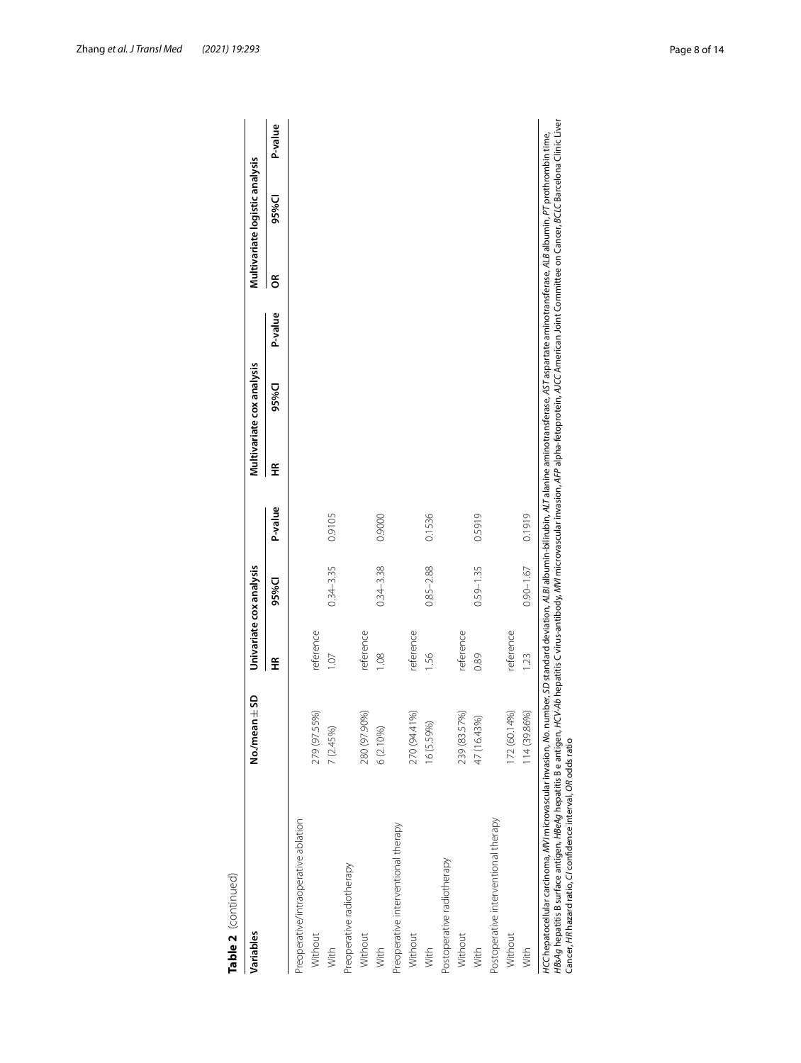**Table 2** (continued)

| Variables | No./mean ± SD | Univariate cox analysis | | | Multivariate cox analysis | | | Multivariate logistic analysis | | |
|---|---|---|---|---|---|---|---|---|---|---|
| | | HR | 95%CI | P-value | HR | 95%CI | P-value | OR | 95%CI | P-value |
| Preoperative/intraoperative ablation | | | | | | | | | | |
| Without | 279 (97.55%) | reference | | | | | | | | |
| With | 7 (2.45%) | 1.07 | 0.34–3.35 | 0.9105 | | | | | | |
| Preoperative radiotherapy | | | | | | | | | | |
| Without | 280 (97.90%) | reference | | | | | | | | |
| With | 6 (2.10%) | 1.08 | 0.34–3.38 | 0.9000 | | | | | | |
| Preoperative interventional therapy | | | | | | | | | | |
| Without | 270 (94.41%) | reference | | | | | | | | |
| With | 16 (5.59%) | 1.56 | 0.85–2.88 | 0.1536 | | | | | | |
| Postoperative radiotherapy | | | | | | | | | | |
| Without | 239 (83.57%) | reference | | | | | | | | |
| With | 47 (16.43%) | 0.89 | 0.59–1.35 | 0.5919 | | | | | | |
| Postoperative interventional therapy | | | | | | | | | | |
| Without | 172 (60.14%) | reference | | | | | | | | |
| With | 114 (39.86%) | 1.23 | 0.90–1.67 | 0.1919 | | | | | | |

*HCC* hepatocellular carcinoma, *MVI* microvascular invasion, *No.* number, *SD* standard deviation, *ALBI* albumin-bilirubin, *ALT* alanine aminotransferase, *AST* aspartate aminotransferase, *ALB* albumin, *PT* prothrombin time, *HBsAg* hepatitis B surface antigen, *HBeAg* hepatitis B e antigen, *HCV-Ab* hepatitis C virus-antibody, *MVI* microvascular invasion, *AFP* alpha-fetoprotein, *AJCC* American Joint Committee on Cancer, *BCLC* Barcelona Clinic Liver Cancer, *HR* hazard ratio, *CI* confidence interval, *OR* odds ratio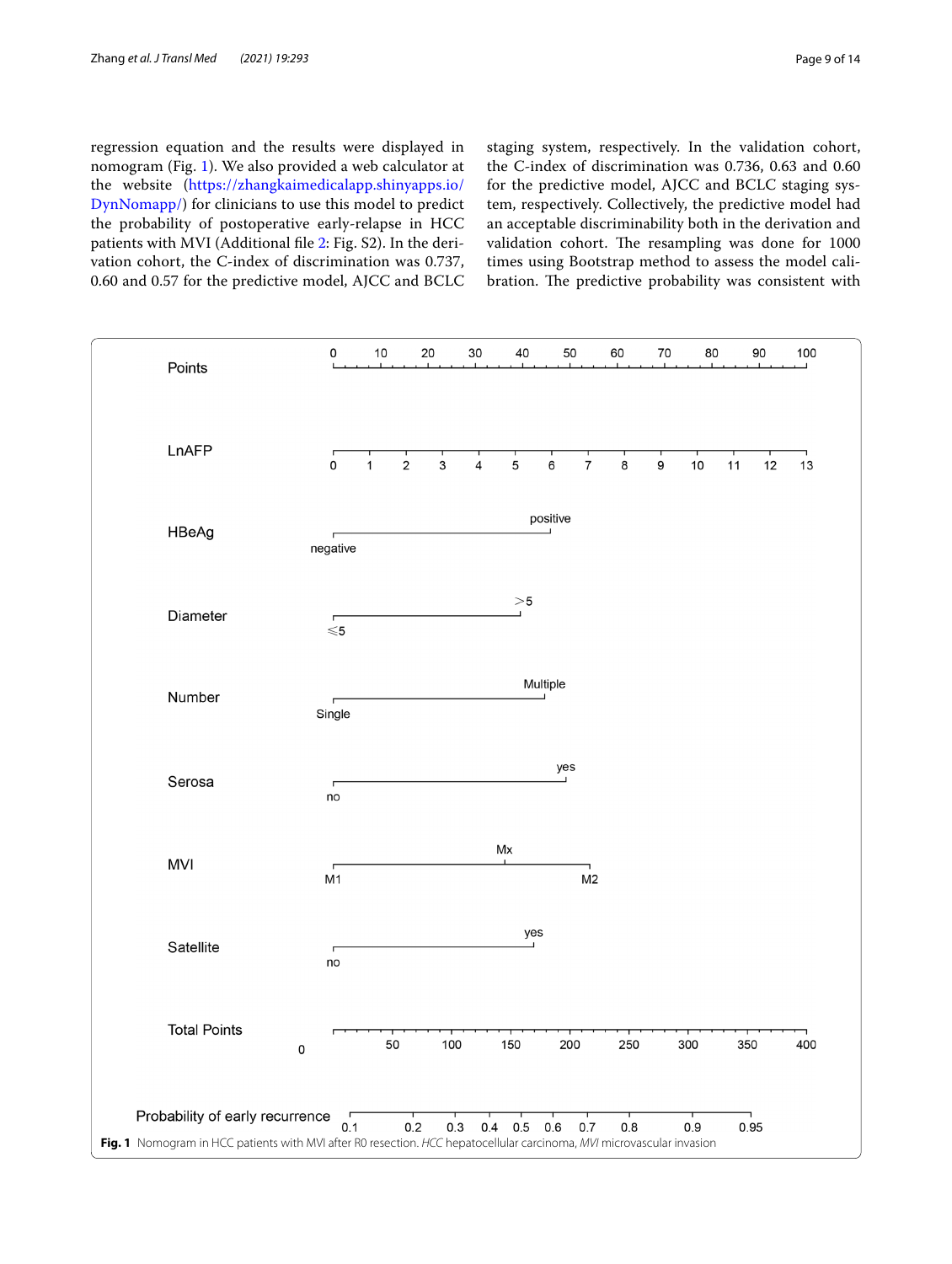regression equation and the results were displayed in nomogram (Fig. 1). We also provided a web calculator at the website (https://zhangkaimedicalapp.shinyapps.io/DynNomapp/) for clinicians to use this model to predict the probability of postoperative early-relapse in HCC patients with MVI (Additional file 2: Fig. S2). In the derivation cohort, the C-index of discrimination was 0.737, 0.60 and 0.57 for the predictive model, AJCC and BCLC staging system, respectively. In the validation cohort, the C-index of discrimination was 0.736, 0.63 and 0.60 for the predictive model, AJCC and BCLC staging system, respectively. Collectively, the predictive model had an acceptable discriminability both in the derivation and validation cohort. The resampling was done for 1000 times using Bootstrap method to assess the model calibration. The predictive probability was consistent with

**Fig. 1** Nomogram in HCC patients with MVI after R0 resection. *HCC* hepatocellular carcinoma, *MVI* microvascular invasion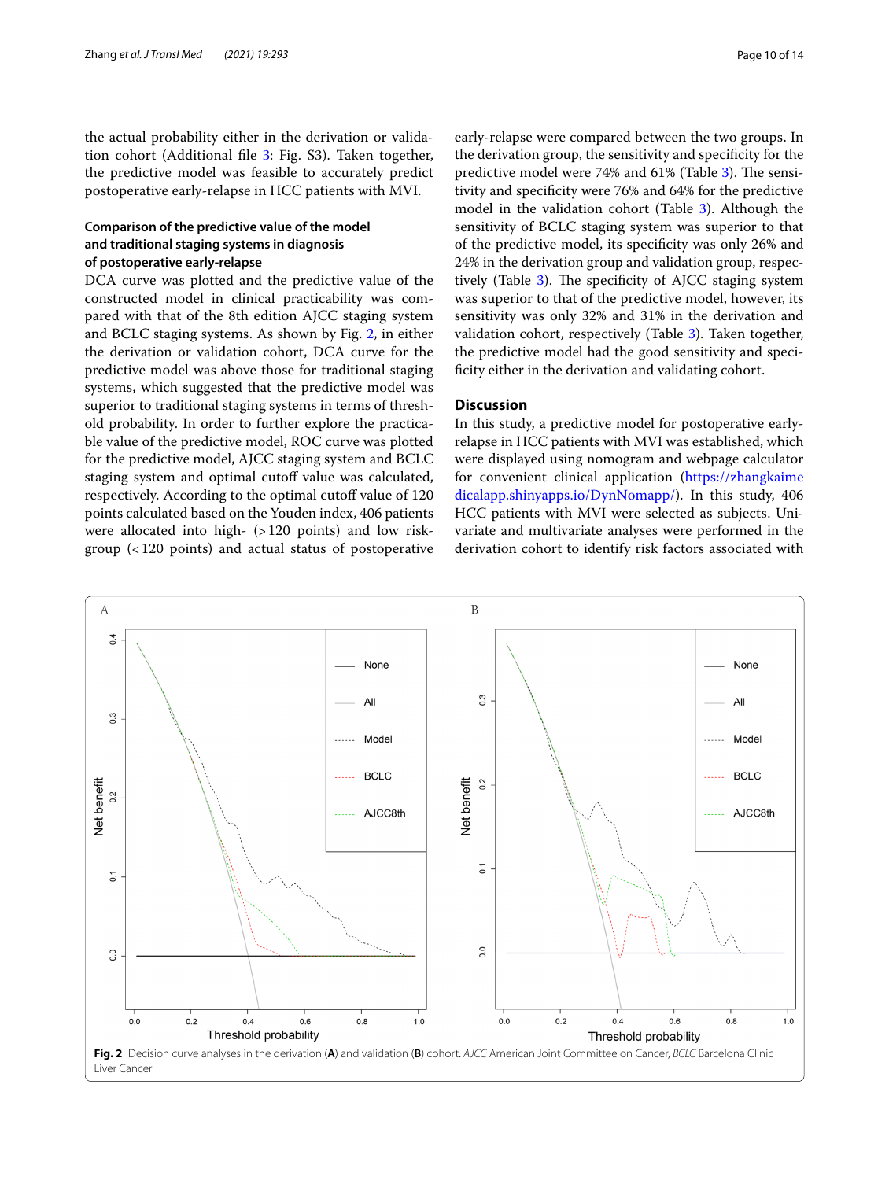the actual probability either in the derivation or validation cohort (Additional file 3: Fig. S3). Taken together, the predictive model was feasible to accurately predict postoperative early-relapse in HCC patients with MVI.

### Comparison of the predictive value of the model and traditional staging systems in diagnosis of postoperative early-relapse

DCA curve was plotted and the predictive value of the constructed model in clinical practicability was compared with that of the 8th edition AJCC staging system and BCLC staging systems. As shown by Fig. 2, in either the derivation or validation cohort, DCA curve for the predictive model was above those for traditional staging systems, which suggested that the predictive model was superior to traditional staging systems in terms of threshold probability. In order to further explore the practicable value of the predictive model, ROC curve was plotted for the predictive model, AJCC staging system and BCLC staging system and optimal cutoff value was calculated, respectively. According to the optimal cutoff value of 120 points calculated based on the Youden index, 406 patients were allocated into high- (>120 points) and low risk-group (<120 points) and actual status of postoperative early-relapse were compared between the two groups. In the derivation group, the sensitivity and specificity for the predictive model were 74% and 61% (Table 3). The sensitivity and specificity were 76% and 64% for the predictive model in the validation cohort (Table 3). Although the sensitivity of BCLC staging system was superior to that of the predictive model, its specificity was only 26% and 24% in the derivation group and validation group, respectively (Table 3). The specificity of AJCC staging system was superior to that of the predictive model, however, its sensitivity was only 32% and 31% in the derivation and validation cohort, respectively (Table 3). Taken together, the predictive model had the good sensitivity and specificity either in the derivation and validating cohort.

## Discussion

In this study, a predictive model for postoperative early-relapse in HCC patients with MVI was established, which were displayed using nomogram and webpage calculator for convenient clinical application (https://zhangkaimedicalapp.shinyapps.io/DynNomapp/). In this study, 406 HCC patients with MVI were selected as subjects. Univariate and multivariate analyses were performed in the derivation cohort to identify risk factors associated with

**Fig. 2** Decision curve analyses in the derivation (**A**) and validation (**B**) cohort. *AJCC* American Joint Committee on Cancer, *BCLC* Barcelona Clinic Liver Cancer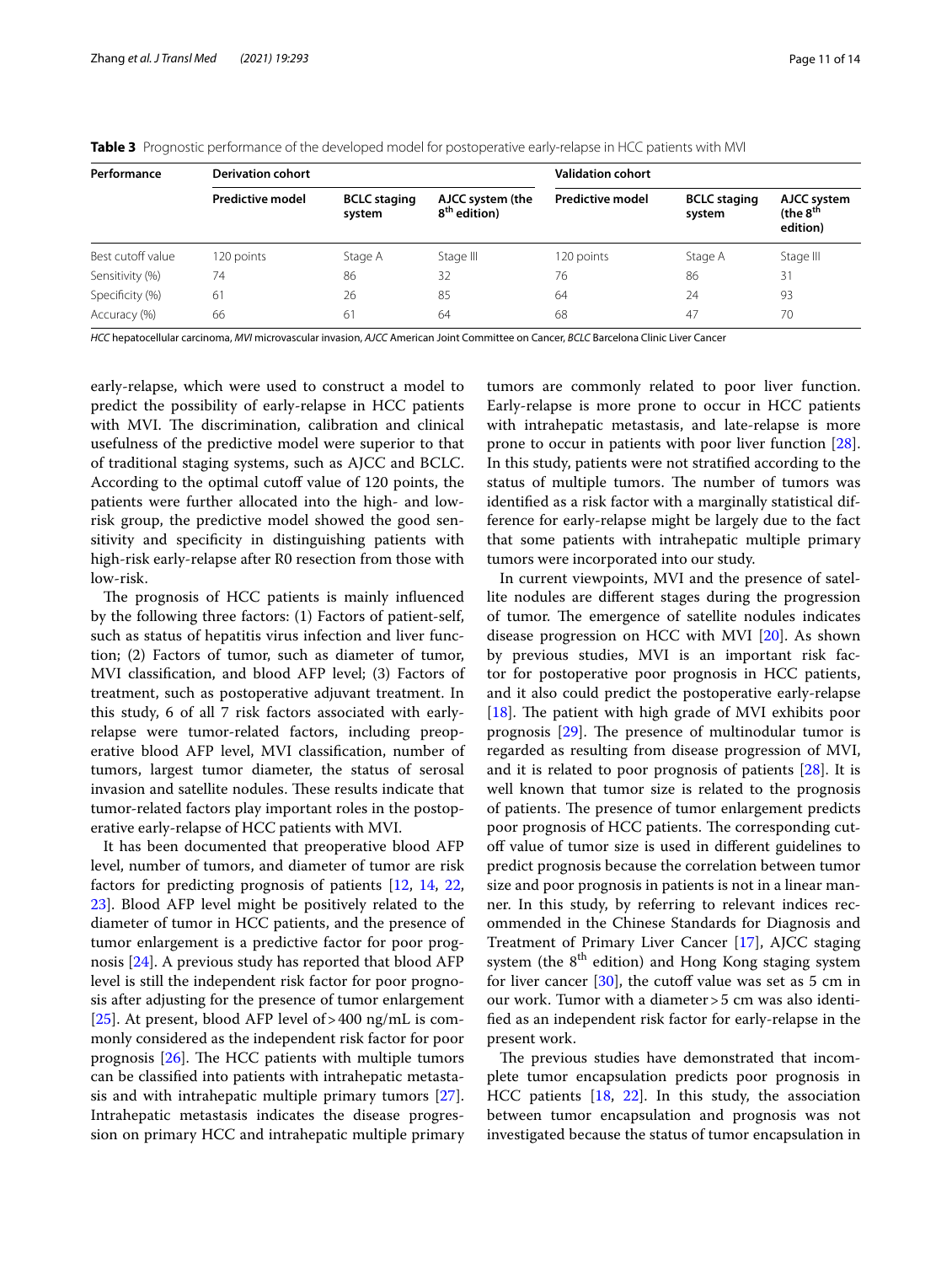**Table 3** Prognostic performance of the developed model for postoperative early-relapse in HCC patients with MVI

| Performance | Derivation cohort | | | Validation cohort | | |
|---|---|---|---|---|---|---|
| | Predictive model | BCLC staging system | AJCC system (the 8th edition) | Predictive model | BCLC staging system | AJCC system (the 8th edition) |
| Best cutoff value | 120 points | Stage A | Stage III | 120 points | Stage A | Stage III |
| Sensitivity (%) | 74 | 86 | 32 | 76 | 86 | 31 |
| Specificity (%) | 61 | 26 | 85 | 64 | 24 | 93 |
| Accuracy (%) | 66 | 61 | 64 | 68 | 47 | 70 |

*HCC* hepatocellular carcinoma, *MVI* microvascular invasion, *AJCC* American Joint Committee on Cancer, *BCLC* Barcelona Clinic Liver Cancer

early-relapse, which were used to construct a model to predict the possibility of early-relapse in HCC patients with MVI. The discrimination, calibration and clinical usefulness of the predictive model were superior to that of traditional staging systems, such as AJCC and BCLC. According to the optimal cutoff value of 120 points, the patients were further allocated into the high- and low-risk group, the predictive model showed the good sensitivity and specificity in distinguishing patients with high-risk early-relapse after R0 resection from those with low-risk.

The prognosis of HCC patients is mainly influenced by the following three factors: (1) Factors of patient-self, such as status of hepatitis virus infection and liver function; (2) Factors of tumor, such as diameter of tumor, MVI classification, and blood AFP level; (3) Factors of treatment, such as postoperative adjuvant treatment. In this study, 6 of all 7 risk factors associated with early-relapse were tumor-related factors, including preoperative blood AFP level, MVI classification, number of tumors, largest tumor diameter, the status of serosal invasion and satellite nodules. These results indicate that tumor-related factors play important roles in the postoperative early-relapse of HCC patients with MVI.

It has been documented that preoperative blood AFP level, number of tumors, and diameter of tumor are risk factors for predicting prognosis of patients [12, 14, 22, 23]. Blood AFP level might be positively related to the diameter of tumor in HCC patients, and the presence of tumor enlargement is a predictive factor for poor prognosis [24]. A previous study has reported that blood AFP level is still the independent risk factor for poor prognosis after adjusting for the presence of tumor enlargement [25]. At present, blood AFP level of > 400 ng/mL is commonly considered as the independent risk factor for poor prognosis [26]. The HCC patients with multiple tumors can be classified into patients with intrahepatic metastasis and with intrahepatic multiple primary tumors [27]. Intrahepatic metastasis indicates the disease progression on primary HCC and intrahepatic multiple primary tumors are commonly related to poor liver function. Early-relapse is more prone to occur in HCC patients with intrahepatic metastasis, and late-relapse is more prone to occur in patients with poor liver function [28]. In this study, patients were not stratified according to the status of multiple tumors. The number of tumors was identified as a risk factor with a marginally statistical difference for early-relapse might be largely due to the fact that some patients with intrahepatic multiple primary tumors were incorporated into our study.

In current viewpoints, MVI and the presence of satellite nodules are different stages during the progression of tumor. The emergence of satellite nodules indicates disease progression on HCC with MVI [20]. As shown by previous studies, MVI is an important risk factor for postoperative poor prognosis in HCC patients, and it also could predict the postoperative early-relapse [18]. The patient with high grade of MVI exhibits poor prognosis [29]. The presence of multinodular tumor is regarded as resulting from disease progression of MVI, and it is related to poor prognosis of patients [28]. It is well known that tumor size is related to the prognosis of patients. The presence of tumor enlargement predicts poor prognosis of HCC patients. The corresponding cutoff value of tumor size is used in different guidelines to predict prognosis because the correlation between tumor size and poor prognosis in patients is not in a linear manner. In this study, by referring to relevant indices recommended in the Chinese Standards for Diagnosis and Treatment of Primary Liver Cancer [17], AJCC staging system (the 8th edition) and Hong Kong staging system for liver cancer [30], the cutoff value was set as 5 cm in our work. Tumor with a diameter > 5 cm was also identified as an independent risk factor for early-relapse in the present work.

The previous studies have demonstrated that incomplete tumor encapsulation predicts poor prognosis in HCC patients [18, 22]. In this study, the association between tumor encapsulation and prognosis was not investigated because the status of tumor encapsulation in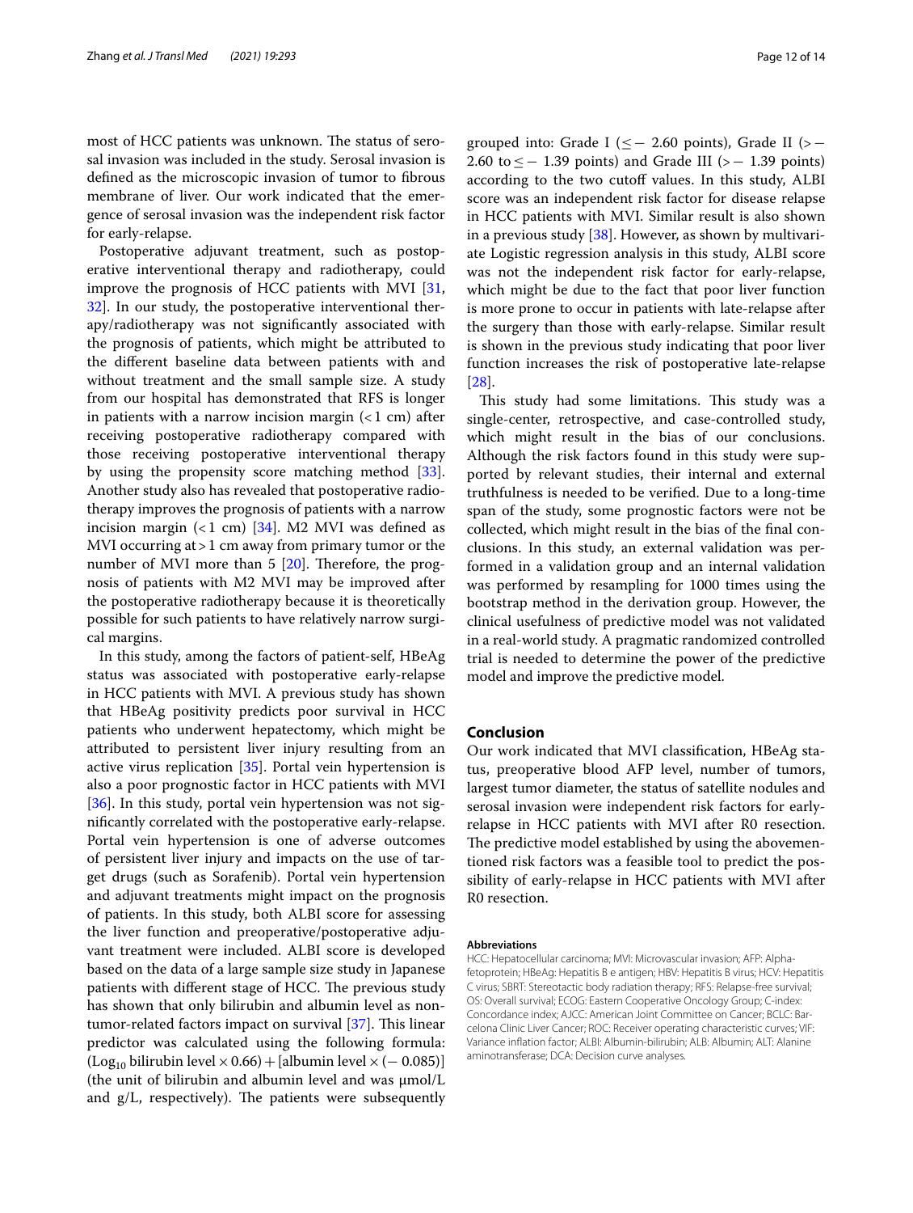most of HCC patients was unknown. The status of serosal invasion was included in the study. Serosal invasion is defined as the microscopic invasion of tumor to fibrous membrane of liver. Our work indicated that the emergence of serosal invasion was the independent risk factor for early-relapse.

Postoperative adjuvant treatment, such as postoperative interventional therapy and radiotherapy, could improve the prognosis of HCC patients with MVI [31, 32]. In our study, the postoperative interventional therapy/radiotherapy was not significantly associated with the prognosis of patients, which might be attributed to the different baseline data between patients with and without treatment and the small sample size. A study from our hospital has demonstrated that RFS is longer in patients with a narrow incision margin (<1 cm) after receiving postoperative radiotherapy compared with those receiving postoperative interventional therapy by using the propensity score matching method [33]. Another study also has revealed that postoperative radiotherapy improves the prognosis of patients with a narrow incision margin (<1 cm) [34]. M2 MVI was defined as MVI occurring at >1 cm away from primary tumor or the number of MVI more than 5 [20]. Therefore, the prognosis of patients with M2 MVI may be improved after the postoperative radiotherapy because it is theoretically possible for such patients to have relatively narrow surgical margins.

In this study, among the factors of patient-self, HBeAg status was associated with postoperative early-relapse in HCC patients with MVI. A previous study has shown that HBeAg positivity predicts poor survival in HCC patients who underwent hepatectomy, which might be attributed to persistent liver injury resulting from an active virus replication [35]. Portal vein hypertension is also a poor prognostic factor in HCC patients with MVI [36]. In this study, portal vein hypertension was not significantly correlated with the postoperative early-relapse. Portal vein hypertension is one of adverse outcomes of persistent liver injury and impacts on the use of target drugs (such as Sorafenib). Portal vein hypertension and adjuvant treatments might impact on the prognosis of patients. In this study, both ALBI score for assessing the liver function and preoperative/postoperative adjuvant treatment were included. ALBI score is developed based on the data of a large sample size study in Japanese patients with different stage of HCC. The previous study has shown that only bilirubin and albumin level as non-tumor-related factors impact on survival [37]. This linear predictor was calculated using the following formula: ($\text{Log}_{10}$ bilirubin level $\times$ 0.66) + [albumin level $\times$ (− 0.085)] (the unit of bilirubin and albumin level and was μmol/L and g/L, respectively). The patients were subsequently grouped into: Grade I ($\leq -$ 2.60 points), Grade II ($> -$ 2.60 to $\leq -$ 1.39 points) and Grade III ($> -$ 1.39 points) according to the two cutoff values. In this study, ALBI score was an independent risk factor for disease relapse in HCC patients with MVI. Similar result is also shown in a previous study [38]. However, as shown by multivariate Logistic regression analysis in this study, ALBI score was not the independent risk factor for early-relapse, which might be due to the fact that poor liver function is more prone to occur in patients with late-relapse after the surgery than those with early-relapse. Similar result is shown in the previous study indicating that poor liver function increases the risk of postoperative late-relapse [28].

This study had some limitations. This study was a single-center, retrospective, and case-controlled study, which might result in the bias of our conclusions. Although the risk factors found in this study were supported by relevant studies, their internal and external truthfulness is needed to be verified. Due to a long-time span of the study, some prognostic factors were not be collected, which might result in the bias of the final conclusions. In this study, an external validation was performed in a validation group and an internal validation was performed by resampling for 1000 times using the bootstrap method in the derivation group. However, the clinical usefulness of predictive model was not validated in a real-world study. A pragmatic randomized controlled trial is needed to determine the power of the predictive model and improve the predictive model.

## Conclusion

Our work indicated that MVI classification, HBeAg status, preoperative blood AFP level, number of tumors, largest tumor diameter, the status of satellite nodules and serosal invasion were independent risk factors for early-relapse in HCC patients with MVI after R0 resection. The predictive model established by using the abovementioned risk factors was a feasible tool to predict the possibility of early-relapse in HCC patients with MVI after R0 resection.

#### Abbreviations

HCC: Hepatocellular carcinoma; MVI: Microvascular invasion; AFP: Alpha-fetoprotein; HBeAg: Hepatitis B e antigen; HBV: Hepatitis B virus; HCV: Hepatitis C virus; SBRT: Stereotactic body radiation therapy; RFS: Relapse-free survival; OS: Overall survival; ECOG: Eastern Cooperative Oncology Group; C-index: Concordance index; AJCC: American Joint Committee on Cancer; BCLC: Barcelona Clinic Liver Cancer; ROC: Receiver operating characteristic curves; VIF: Variance inflation factor; ALBI: Albumin-bilirubin; ALB: Albumin; ALT: Alanine aminotransferase; DCA: Decision curve analyses.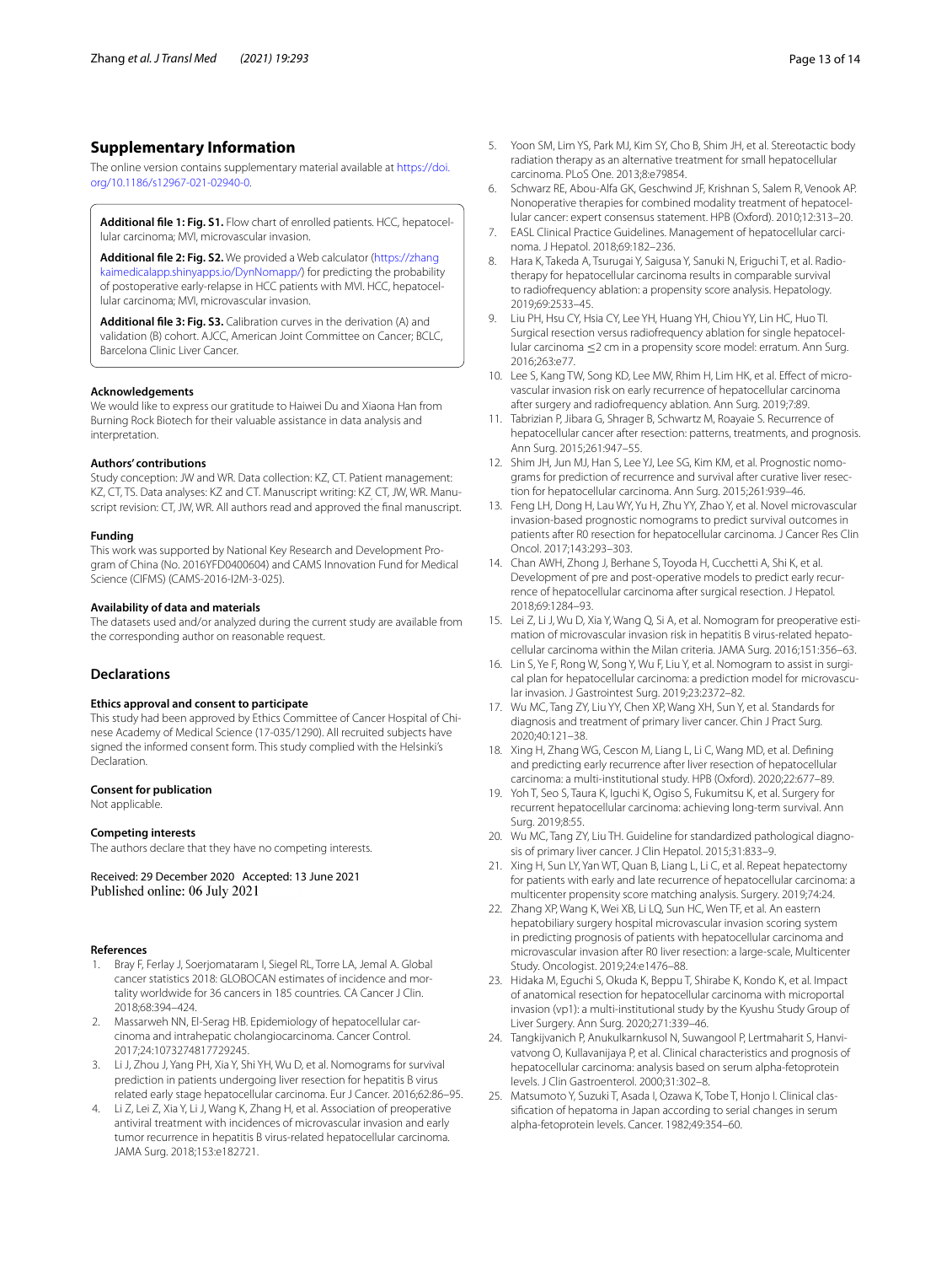## Supplementary Information

The online version contains supplementary material available at https://doi.org/10.1186/s12967-021-02940-0.

**Additional file 1: Fig. S1.** Flow chart of enrolled patients. HCC, hepatocellular carcinoma; MVI, microvascular invasion.

**Additional file 2: Fig. S2.** We provided a Web calculator (https://zhangkaimedicalapp.shinyapps.io/DynNomapp/) for predicting the probability of postoperative early-relapse in HCC patients with MVI. HCC, hepatocellular carcinoma; MVI, microvascular invasion.

**Additional file 3: Fig. S3.** Calibration curves in the derivation (A) and validation (B) cohort. AJCC, American Joint Committee on Cancer; BCLC, Barcelona Clinic Liver Cancer.

#### Acknowledgements

We would like to express our gratitude to Haiwei Du and Xiaona Han from Burning Rock Biotech for their valuable assistance in data analysis and interpretation.

#### Authors' contributions

Study conception: JW and WR. Data collection: KZ, CT. Patient management: KZ, CT, TS. Data analyses: KZ and CT. Manuscript writing: KZ, CT, JW, WR. Manuscript revision: CT, JW, WR. All authors read and approved the final manuscript.

#### Funding

This work was supported by National Key Research and Development Program of China (No. 2016YFD0400604) and CAMS Innovation Fund for Medical Science (CIFMS) (CAMS-2016-I2M-3-025).

#### Availability of data and materials

The datasets used and/or analyzed during the current study are available from the corresponding author on reasonable request.

## Declarations

#### Ethics approval and consent to participate

This study had been approved by Ethics Committee of Cancer Hospital of Chinese Academy of Medical Science (17-035/1290). All recruited subjects have signed the informed consent form. This study complied with the Helsinki's Declaration.

#### Consent for publication

Not applicable.

#### Competing interests

The authors declare that they have no competing interests.

Received: 29 December 2020 Accepted: 13 June 2021
Published online: 06 July 2021

#### References

1. Bray F, Ferlay J, Soerjomataram I, Siegel RL, Torre LA, Jemal A. Global cancer statistics 2018: GLOBOCAN estimates of incidence and mortality worldwide for 36 cancers in 185 countries. CA Cancer J Clin. 2018;68:394–424.
2. Massarweh NN, El-Serag HB. Epidemiology of hepatocellular carcinoma and intrahepatic cholangiocarcinoma. Cancer Control. 2017;24:1073274817729245.
3. Li J, Zhou J, Yang PH, Xia Y, Shi YH, Wu D, et al. Nomograms for survival prediction in patients undergoing liver resection for hepatitis B virus related early stage hepatocellular carcinoma. Eur J Cancer. 2016;62:86–95.
4. Li Z, Lei Z, Xia Y, Li J, Wang K, Zhang H, et al. Association of preoperative antiviral treatment with incidences of microvascular invasion and early tumor recurrence in hepatitis B virus-related hepatocellular carcinoma. JAMA Surg. 2018;153:e182721.
5. Yoon SM, Lim YS, Park MJ, Kim SY, Cho B, Shim JH, et al. Stereotactic body radiation therapy as an alternative treatment for small hepatocellular carcinoma. PLoS One. 2013;8:e79854.
6. Schwarz RE, Abou-Alfa GK, Geschwind JF, Krishnan S, Salem R, Venook AP. Nonoperative therapies for combined modality treatment of hepatocellular cancer: expert consensus statement. HPB (Oxford). 2010;12:313–20.
7. EASL Clinical Practice Guidelines. Management of hepatocellular carcinoma. J Hepatol. 2018;69:182–236.
8. Hara K, Takeda A, Tsurugai Y, Saigusa Y, Sanuki N, Eriguchi T, et al. Radiotherapy for hepatocellular carcinoma results in comparable survival to radiofrequency ablation: a propensity score analysis. Hepatology. 2019;69:2533–45.
9. Liu PH, Hsu CY, Hsia CY, Lee YH, Huang YH, Chiou YY, Lin HC, Huo TI. Surgical resection versus radiofrequency ablation for single hepatocellular carcinoma ≤2 cm in a propensity score model: erratum. Ann Surg. 2016;263:e77.
10. Lee S, Kang TW, Song KD, Lee MW, Rhim H, Lim HK, et al. Effect of microvascular invasion risk on early recurrence of hepatocellular carcinoma after surgery and radiofrequency ablation. Ann Surg. 2019;7:89.
11. Tabrizian P, Jibara G, Shrager B, Schwartz M, Roayaie S. Recurrence of hepatocellular cancer after resection: patterns, treatments, and prognosis. Ann Surg. 2015;261:947–55.
12. Shim JH, Jun MJ, Han S, Lee YJ, Lee SG, Kim KM, et al. Prognostic nomograms for prediction of recurrence and survival after curative liver resection for hepatocellular carcinoma. Ann Surg. 2015;261:939–46.
13. Feng LH, Dong H, Lau WY, Yu H, Zhu YY, Zhao Y, et al. Novel microvascular invasion-based prognostic nomograms to predict survival outcomes in patients after R0 resection for hepatocellular carcinoma. J Cancer Res Clin Oncol. 2017;143:293–303.
14. Chan AWH, Zhong J, Berhane S, Toyoda H, Cucchetti A, Shi K, et al. Development of pre and post-operative models to predict early recurrence of hepatocellular carcinoma after surgical resection. J Hepatol. 2018;69:1284–93.
15. Lei Z, Li J, Wu D, Xia Y, Wang Q, Si A, et al. Nomogram for preoperative estimation of microvascular invasion risk in hepatitis B virus-related hepatocellular carcinoma within the Milan criteria. JAMA Surg. 2016;151:356–63.
16. Lin S, Ye F, Rong W, Song Y, Wu F, Liu Y, et al. Nomogram to assist in surgical plan for hepatocellular carcinoma: a prediction model for microvascular invasion. J Gastrointest Surg. 2019;23:2372–82.
17. Wu MC, Tang ZY, Liu YY, Chen XP, Wang XH, Sun Y, et al. Standards for diagnosis and treatment of primary liver cancer. Chin J Pract Surg. 2020;40:121–38.
18. Xing H, Zhang WG, Cescon M, Liang L, Li C, Wang MD, et al. Defining and predicting early recurrence after liver resection of hepatocellular carcinoma: a multi-institutional study. HPB (Oxford). 2020;22:677–89.
19. Yoh T, Seo S, Taura K, Iguchi K, Ogiso S, Fukumitsu K, et al. Surgery for recurrent hepatocellular carcinoma: achieving long-term survival. Ann Surg. 2019;8:55.
20. Wu MC, Tang ZY, Liu TH. Guideline for standardized pathological diagnosis of primary liver cancer. J Clin Hepatol. 2015;31:833–9.
21. Xing H, Sun LY, Yan WT, Quan B, Liang L, Li C, et al. Repeat hepatectomy for patients with early and late recurrence of hepatocellular carcinoma: a multicenter propensity score matching analysis. Surgery. 2019;74:24.
22. Zhang XP, Wang K, Wei XB, Li LQ, Sun HC, Wen TF, et al. An eastern hepatobiliary surgery hospital microvascular invasion scoring system in predicting prognosis of patients with hepatocellular carcinoma and microvascular invasion after R0 liver resection: a large-scale, Multicenter Study. Oncologist. 2019;24:e1476–88.
23. Hidaka M, Eguchi S, Okuda K, Beppu T, Shirabe K, Kondo K, et al. Impact of anatomical resection for hepatocellular carcinoma with microportal invasion (vp1): a multi-institutional study by the Kyushu Study Group of Liver Surgery. Ann Surg. 2020;271:339–46.
24. Tangkijvanich P, Anukulkarnkusol N, Suwangool P, Lertmaharit S, Hanvivatvong O, Kullavanijaya P, et al. Clinical characteristics and prognosis of hepatocellular carcinoma: analysis based on serum alpha-fetoprotein levels. J Clin Gastroenterol. 2000;31:302–8.
25. Matsumoto Y, Suzuki T, Asada I, Ozawa K, Tobe T, Honjo I. Clinical classification of hepatoma in Japan according to serial changes in serum alpha-fetoprotein levels. Cancer. 1982;49:354–60.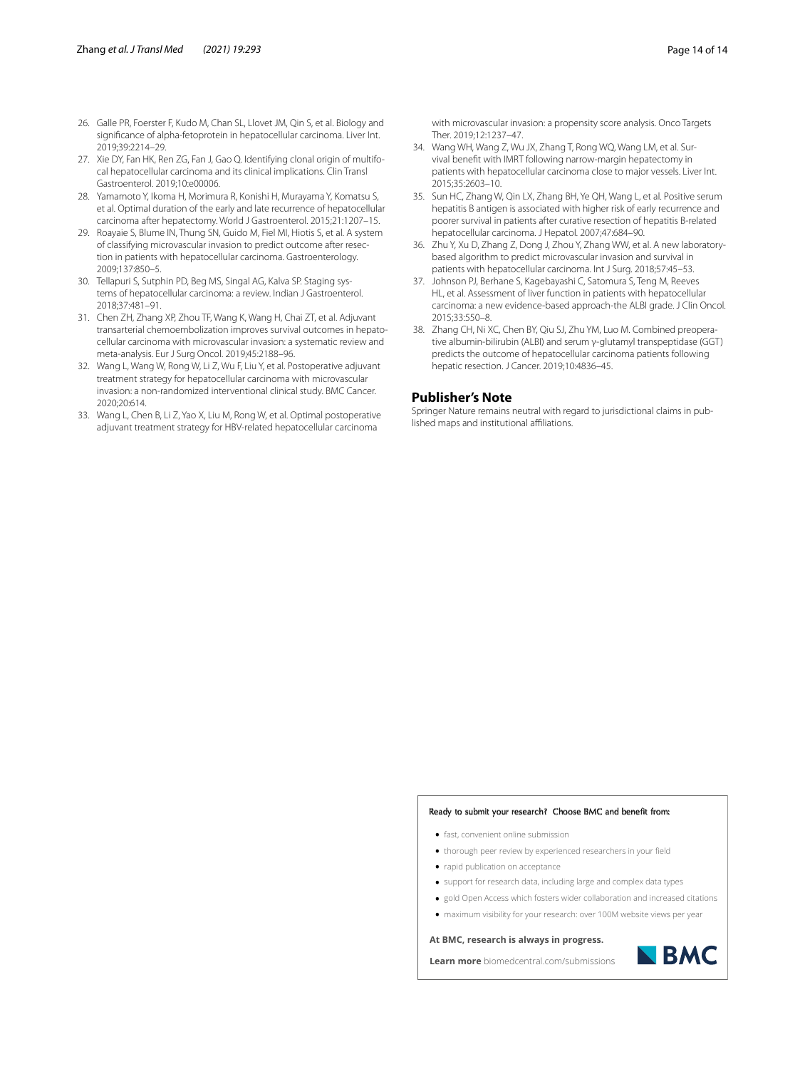26. Galle PR, Foerster F, Kudo M, Chan SL, Llovet JM, Qin S, et al. Biology and significance of alpha-fetoprotein in hepatocellular carcinoma. Liver Int. 2019;39:2214–29.
27. Xie DY, Fan HK, Ren ZG, Fan J, Gao Q. Identifying clonal origin of multifocal hepatocellular carcinoma and its clinical implications. Clin Transl Gastroenterol. 2019;10:e00006.
28. Yamamoto Y, Ikoma H, Morimura R, Konishi H, Murayama Y, Komatsu S, et al. Optimal duration of the early and late recurrence of hepatocellular carcinoma after hepatectomy. World J Gastroenterol. 2015;21:1207–15.
29. Roayaie S, Blume IN, Thung SN, Guido M, Fiel MI, Hiotis S, et al. A system of classifying microvascular invasion to predict outcome after resection in patients with hepatocellular carcinoma. Gastroenterology. 2009;137:850–5.
30. Tellapuri S, Sutphin PD, Beg MS, Singal AG, Kalva SP. Staging systems of hepatocellular carcinoma: a review. Indian J Gastroenterol. 2018;37:481–91.
31. Chen ZH, Zhang XP, Zhou TF, Wang K, Wang H, Chai ZT, et al. Adjuvant transarterial chemoembolization improves survival outcomes in hepatocellular carcinoma with microvascular invasion: a systematic review and meta-analysis. Eur J Surg Oncol. 2019;45:2188–96.
32. Wang L, Wang W, Rong W, Li Z, Wu F, Liu Y, et al. Postoperative adjuvant treatment strategy for hepatocellular carcinoma with microvascular invasion: a non-randomized interventional clinical study. BMC Cancer. 2020;20:614.
33. Wang L, Chen B, Li Z, Yao X, Liu M, Rong W, et al. Optimal postoperative adjuvant treatment strategy for HBV-related hepatocellular carcinoma with microvascular invasion: a propensity score analysis. Onco Targets Ther. 2019;12:1237–47.
34. Wang WH, Wang Z, Wu JX, Zhang T, Rong WQ, Wang LM, et al. Survival benefit with IMRT following narrow-margin hepatectomy in patients with hepatocellular carcinoma close to major vessels. Liver Int. 2015;35:2603–10.
35. Sun HC, Zhang W, Qin LX, Zhang BH, Ye QH, Wang L, et al. Positive serum hepatitis B antigen is associated with higher risk of early recurrence and poorer survival in patients after curative resection of hepatitis B-related hepatocellular carcinoma. J Hepatol. 2007;47:684–90.
36. Zhu Y, Xu D, Zhang Z, Dong J, Zhou Y, Zhang WW, et al. A new laboratory-based algorithm to predict microvascular invasion and survival in patients with hepatocellular carcinoma. Int J Surg. 2018;57:45–53.
37. Johnson PJ, Berhane S, Kagebayashi C, Satomura S, Teng M, Reeves HL, et al. Assessment of liver function in patients with hepatocellular carcinoma: a new evidence-based approach-the ALBI grade. J Clin Oncol. 2015;33:550–8.
38. Zhang CH, Ni XC, Chen BY, Qiu SJ, Zhu YM, Luo M. Combined preoperative albumin-bilirubin (ALBI) and serum γ-glutamyl transpeptidase (GGT) predicts the outcome of hepatocellular carcinoma patients following hepatic resection. J Cancer. 2019;10:4836–45.

## Publisher's Note

Springer Nature remains neutral with regard to jurisdictional claims in published maps and institutional affiliations.

Ready to submit your research? Choose BMC and benefit from:

- fast, convenient online submission
- thorough peer review by experienced researchers in your field
- rapid publication on acceptance
- support for research data, including large and complex data types
- gold Open Access which fosters wider collaboration and increased citations
- maximum visibility for your research: over 100M website views per year

**At BMC, research is always in progress.**

**Learn more** biomedcentral.com/submissions

BMC